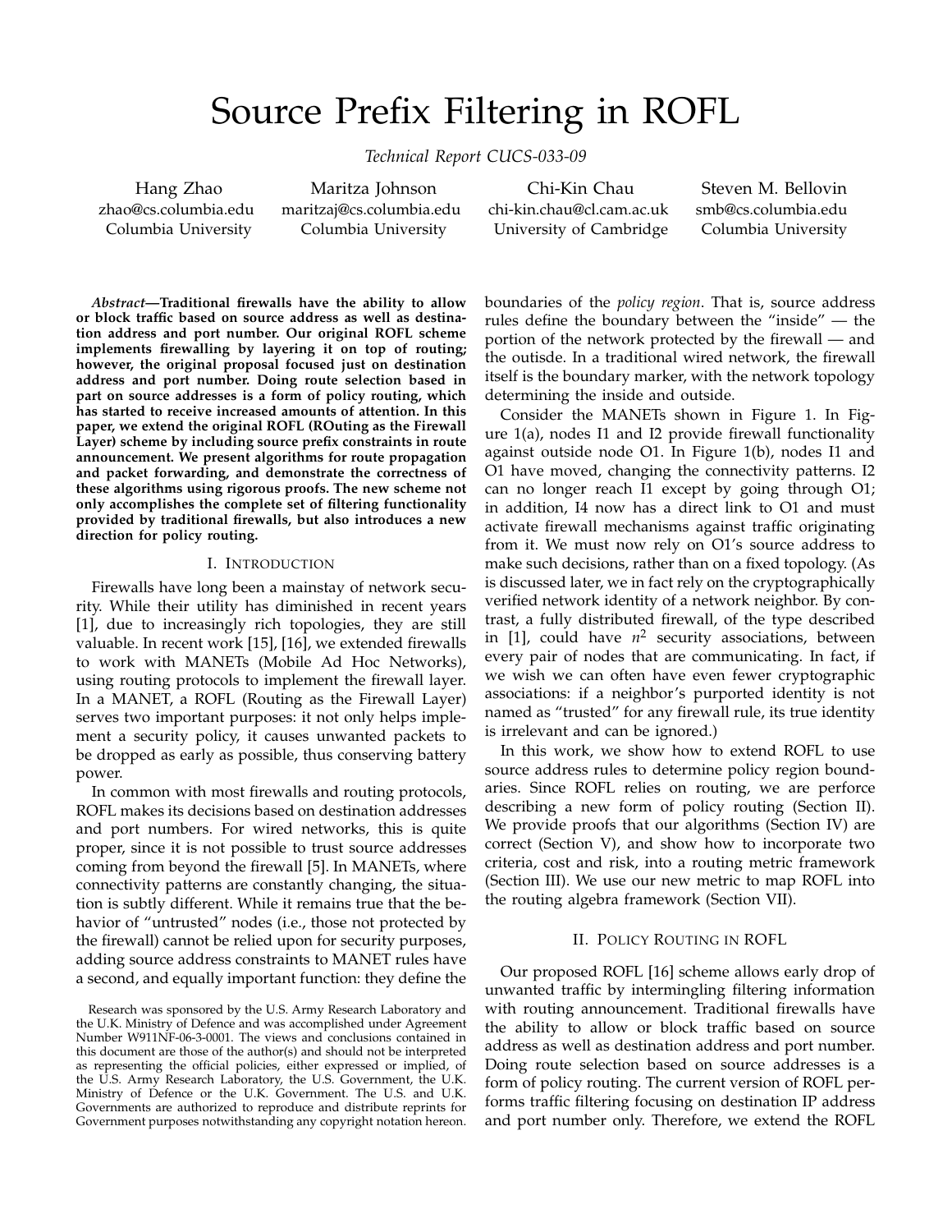# Source Prefix Filtering in ROFL

*Technical Report CUCS-033-09*

Hang Zhao
zhao@cs.columbia.edu
Columbia University

Maritza Johnson
maritzaj@cs.columbia.edu
Columbia University

Chi-Kin Chau
chi-kin.chau@cl.cam.ac.uk
University of Cambridge

Steven M. Bellovin
smb@cs.columbia.edu
Columbia University

***Abstract*—Traditional firewalls have the ability to allow or block traffic based on source address as well as destination address and port number. Our original ROFL scheme implements firewalling by layering it on top of routing; however, the original proposal focused just on destination address and port number. Doing route selection based in part on source addresses is a form of policy routing, which has started to receive increased amounts of attention. In this paper, we extend the original ROFL (ROuting as the Firewall Layer) scheme by including source prefix constraints in route announcement. We present algorithms for route propagation and packet forwarding, and demonstrate the correctness of these algorithms using rigorous proofs. The new scheme not only accomplishes the complete set of filtering functionality provided by traditional firewalls, but also introduces a new direction for policy routing.**

## I. Introduction

Firewalls have long been a mainstay of network security. While their utility has diminished in recent years [1], due to increasingly rich topologies, they are still valuable. In recent work [15], [16], we extended firewalls to work with MANETs (Mobile Ad Hoc Networks), using routing protocols to implement the firewall layer. In a MANET, a ROFL (Routing as the Firewall Layer) serves two important purposes: it not only helps implement a security policy, it causes unwanted packets to be dropped as early as possible, thus conserving battery power.

In common with most firewalls and routing protocols, ROFL makes its decisions based on destination addresses and port numbers. For wired networks, this is quite proper, since it is not possible to trust source addresses coming from beyond the firewall [5]. In MANETs, where connectivity patterns are constantly changing, the situation is subtly different. While it remains true that the behavior of "untrusted" nodes (i.e., those not protected by the firewall) cannot be relied upon for security purposes, adding source address constraints to MANET rules have a second, and equally important function: they define the boundaries of the *policy region*. That is, source address rules define the boundary between the "inside" — the portion of the network protected by the firewall — and the outisde. In a traditional wired network, the firewall itself is the boundary marker, with the network topology determining the inside and outside.

Consider the MANETs shown in Figure 1. In Figure 1(a), nodes I1 and I2 provide firewall functionality against outside node O1. In Figure 1(b), nodes I1 and O1 have moved, changing the connectivity patterns. I2 can no longer reach I1 except by going through O1; in addition, I4 now has a direct link to O1 and must activate firewall mechanisms against traffic originating from it. We must now rely on O1's source address to make such decisions, rather than on a fixed topology. (As is discussed later, we in fact rely on the cryptographically verified network identity of a network neighbor. By contrast, a fully distributed firewall, of the type described in [1], could have $n^2$ security associations, between every pair of nodes that are communicating. In fact, if we wish we can often have even fewer cryptographic associations: if a neighbor's purported identity is not named as "trusted" for any firewall rule, its true identity is irrelevant and can be ignored.)

In this work, we show how to extend ROFL to use source address rules to determine policy region boundaries. Since ROFL relies on routing, we are perforce describing a new form of policy routing (Section II). We provide proofs that our algorithms (Section IV) are correct (Section V), and show how to incorporate two criteria, cost and risk, into a routing metric framework (Section III). We use our new metric to map ROFL into the routing algebra framework (Section VII).

## II. Policy Routing in ROFL

Our proposed ROFL [16] scheme allows early drop of unwanted traffic by intermingling filtering information with routing announcement. Traditional firewalls have the ability to allow or block traffic based on source address as well as destination address and port number. Doing route selection based on source addresses is a form of policy routing. The current version of ROFL performs traffic filtering focusing on destination IP address and port number only. Therefore, we extend the ROFL

Research was sponsored by the U.S. Army Research Laboratory and the U.K. Ministry of Defence and was accomplished under Agreement Number W911NF-06-3-0001. The views and conclusions contained in this document are those of the author(s) and should not be interpreted as representing the official policies, either expressed or implied, of the U.S. Army Research Laboratory, the U.S. Government, the U.K. Ministry of Defence or the U.K. Government. The U.S. and U.K. Governments are authorized to reproduce and distribute reprints for Government purposes notwithstanding any copyright notation hereon.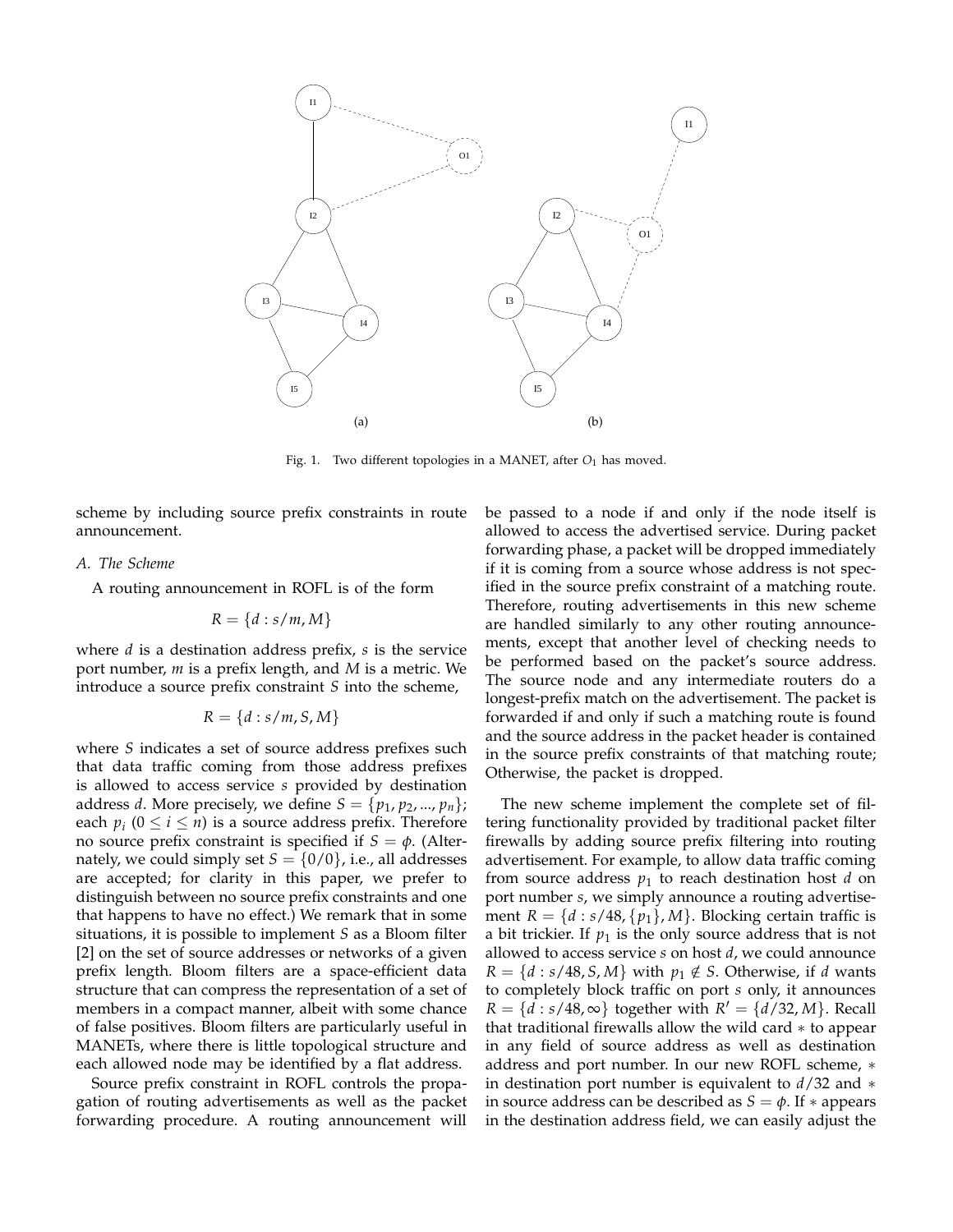Fig. 1. Two different topologies in a MANET, after $O_1$ has moved.

scheme by including source prefix constraints in route announcement.

### A. The Scheme

A routing announcement in ROFL is of the form

$$R = \{d : s/m, M\}$$

where $d$ is a destination address prefix, $s$ is the service port number, $m$ is a prefix length, and $M$ is a metric. We introduce a source prefix constraint $S$ into the scheme,

$$R = \{d : s/m, S, M\}$$

where $S$ indicates a set of source address prefixes such that data traffic coming from those address prefixes is allowed to access service $s$ provided by destination address $d$. More precisely, we define $S = \{p_1, p_2, ..., p_n\}$; each $p_i$ $(0 \leq i \leq n)$ is a source address prefix. Therefore no source prefix constraint is specified if $S = \phi$. (Alternately, we could simply set $S = \{0/0\}$, i.e., all addresses are accepted; for clarity in this paper, we prefer to distinguish between no source prefix constraints and one that happens to have no effect.) We remark that in some situations, it is possible to implement $S$ as a Bloom filter [2] on the set of source addresses or networks of a given prefix length. Bloom filters are a space-efficient data structure that can compress the representation of a set of members in a compact manner, albeit with some chance of false positives. Bloom filters are particularly useful in MANETs, where there is little topological structure and each allowed node may be identified by a flat address.

Source prefix constraint in ROFL controls the propagation of routing advertisements as well as the packet forwarding procedure. A routing announcement will be passed to a node if and only if the node itself is allowed to access the advertised service. During packet forwarding phase, a packet will be dropped immediately if it is coming from a source whose address is not specified in the source prefix constraint of a matching route. Therefore, routing advertisements in this new scheme are handled similarly to any other routing announcements, except that another level of checking needs to be performed based on the packet's source address. The source node and any intermediate routers do a longest-prefix match on the advertisement. The packet is forwarded if and only if such a matching route is found and the source address in the packet header is contained in the source prefix constraints of that matching route; Otherwise, the packet is dropped.

The new scheme implement the complete set of filtering functionality provided by traditional packet filter firewalls by adding source prefix filtering into routing advertisement. For example, to allow data traffic coming from source address $p_1$ to reach destination host $d$ on port number $s$, we simply announce a routing advertisement $R = \{d : s/48, \{p_1\}, M\}$. Blocking certain traffic is a bit trickier. If $p_1$ is the only source address that is not allowed to access service $s$ on host $d$, we could announce $R = \{d : s/48, S, M\}$ with $p_1 \notin S$. Otherwise, if $d$ wants to completely block traffic on port $s$ only, it announces $R = \{d : s/48, \infty\}$ together with $R' = \{d/32, M\}$. Recall that traditional firewalls allow the wild card $*$ to appear in any field of source address as well as destination address and port number. In our new ROFL scheme, $*$ in destination port number is equivalent to $d/32$ and $*$ in source address can be described as $S = \phi$. If $*$ appears in the destination address field, we can easily adjust the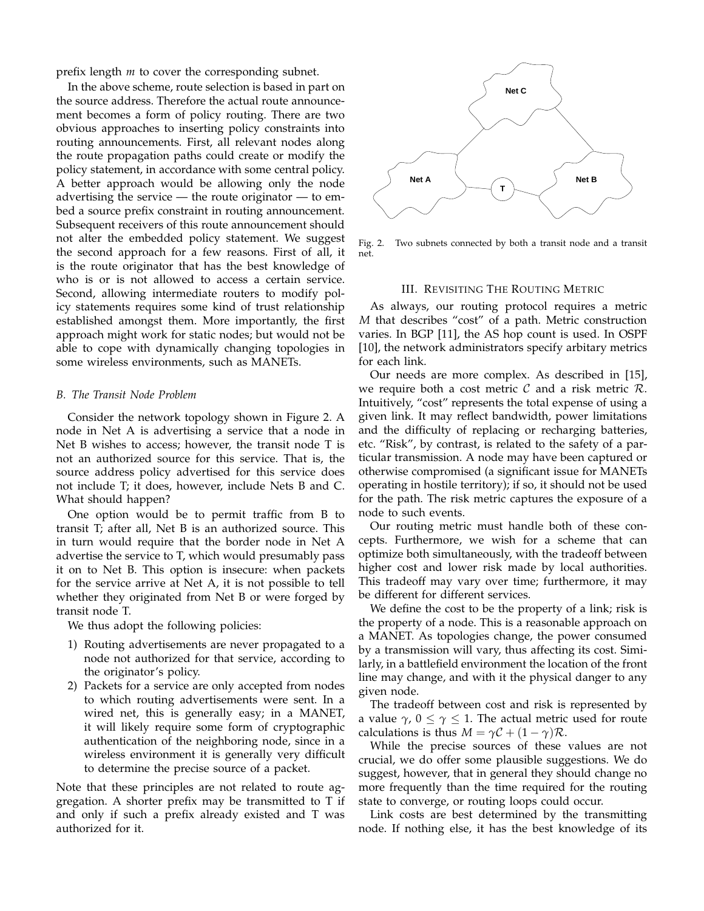prefix length $m$ to cover the corresponding subnet.

In the above scheme, route selection is based in part on the source address. Therefore the actual route announcement becomes a form of policy routing. There are two obvious approaches to inserting policy constraints into routing announcements. First, all relevant nodes along the route propagation paths could create or modify the policy statement, in accordance with some central policy. A better approach would be allowing only the node advertising the service — the route originator — to embed a source prefix constraint in routing announcement. Subsequent receivers of this route announcement should not alter the embedded policy statement. We suggest the second approach for a few reasons. First of all, it is the route originator that has the best knowledge of who is or is not allowed to access a certain service. Second, allowing intermediate routers to modify policy statements requires some kind of trust relationship established amongst them. More importantly, the first approach might work for static nodes; but would not be able to cope with dynamically changing topologies in some wireless environments, such as MANETs.

### *B. The Transit Node Problem*

Consider the network topology shown in Figure 2. A node in Net A is advertising a service that a node in Net B wishes to access; however, the transit node T is not an authorized source for this service. That is, the source address policy advertised for this service does not include T; it does, however, include Nets B and C. What should happen?

One option would be to permit traffic from B to transit T; after all, Net B is an authorized source. This in turn would require that the border node in Net A advertise the service to T, which would presumably pass it on to Net B. This option is insecure: when packets for the service arrive at Net A, it is not possible to tell whether they originated from Net B or were forged by transit node T.

We thus adopt the following policies:

1) Routing advertisements are never propagated to a node not authorized for that service, according to the originator's policy.
2) Packets for a service are only accepted from nodes to which routing advertisements were sent. In a wired net, this is generally easy; in a MANET, it will likely require some form of cryptographic authentication of the neighboring node, since in a wireless environment it is generally very difficult to determine the precise source of a packet.

Note that these principles are not related to route aggregation. A shorter prefix may be transmitted to T if and only if such a prefix already existed and T was authorized for it.

Fig. 2. Two subnets connected by both a transit node and a transit net.

## III. Revisiting The Routing Metric

As always, our routing protocol requires a metric $M$ that describes "cost" of a path. Metric construction varies. In BGP [11], the AS hop count is used. In OSPF [10], the network administrators specify arbitary metrics for each link.

Our needs are more complex. As described in [15], we require both a cost metric $\mathcal{C}$ and a risk metric $\mathcal{R}$. Intuitively, "cost" represents the total expense of using a given link. It may reflect bandwidth, power limitations and the difficulty of replacing or recharging batteries, etc. "Risk", by contrast, is related to the safety of a particular transmission. A node may have been captured or otherwise compromised (a significant issue for MANETs operating in hostile territory); if so, it should not be used for the path. The risk metric captures the exposure of a node to such events.

Our routing metric must handle both of these concepts. Furthermore, we wish for a scheme that can optimize both simultaneously, with the tradeoff between higher cost and lower risk made by local authorities. This tradeoff may vary over time; furthermore, it may be different for different services.

We define the cost to be the property of a link; risk is the property of a node. This is a reasonable approach on a MANET. As topologies change, the power consumed by a transmission will vary, thus affecting its cost. Similarly, in a battlefield environment the location of the front line may change, and with it the physical danger to any given node.

The tradeoff between cost and risk is represented by a value $\gamma$, $0 \leq \gamma \leq 1$. The actual metric used for route calculations is thus $M = \gamma\mathcal{C} + (1 - \gamma)\mathcal{R}$.

While the precise sources of these values are not crucial, we do offer some plausible suggestions. We do suggest, however, that in general they should change no more frequently than the time required for the routing state to converge, or routing loops could occur.

Link costs are best determined by the transmitting node. If nothing else, it has the best knowledge of its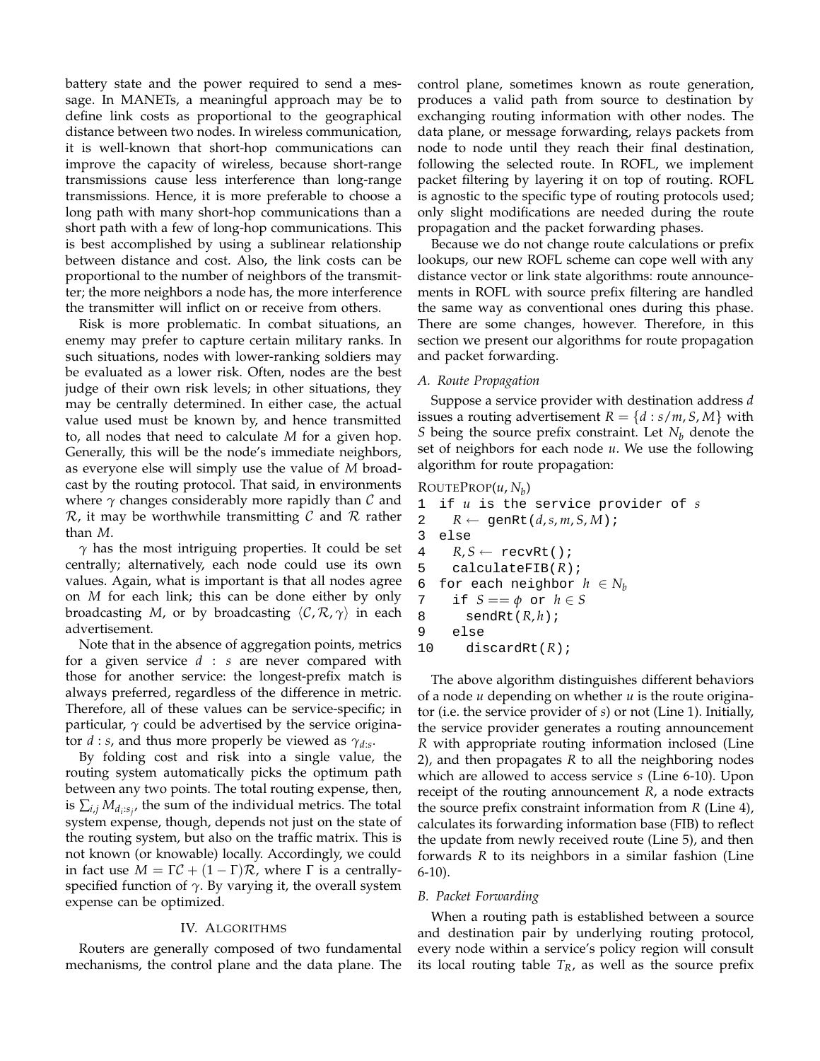battery state and the power required to send a message. In MANETs, a meaningful approach may be to define link costs as proportional to the geographical distance between two nodes. In wireless communication, it is well-known that short-hop communications can improve the capacity of wireless, because short-range transmissions cause less interference than long-range transmissions. Hence, it is more preferable to choose a long path with many short-hop communications than a short path with a few of long-hop communications. This is best accomplished by using a sublinear relationship between distance and cost. Also, the link costs can be proportional to the number of neighbors of the transmitter; the more neighbors a node has, the more interference the transmitter will inflict on or receive from others.

Risk is more problematic. In combat situations, an enemy may prefer to capture certain military ranks. In such situations, nodes with lower-ranking soldiers may be evaluated as a lower risk. Often, nodes are the best judge of their own risk levels; in other situations, they may be centrally determined. In either case, the actual value used must be known by, and hence transmitted to, all nodes that need to calculate $M$ for a given hop. Generally, this will be the node's immediate neighbors, as everyone else will simply use the value of $M$ broadcast by the routing protocol. That said, in environments where $\gamma$ changes considerably more rapidly than $\mathcal{C}$ and $\mathcal{R}$, it may be worthwhile transmitting $\mathcal{C}$ and $\mathcal{R}$ rather than $M$.

$\gamma$ has the most intriguing properties. It could be set centrally; alternatively, each node could use its own values. Again, what is important is that all nodes agree on $M$ for each link; this can be done either by only broadcasting $M$, or by broadcasting $\langle \mathcal{C}, \mathcal{R}, \gamma \rangle$ in each advertisement.

Note that in the absence of aggregation points, metrics for a given service $d : s$ are never compared with those for another service: the longest-prefix match is always preferred, regardless of the difference in metric. Therefore, all of these values can be service-specific; in particular, $\gamma$ could be advertised by the service originator $d : s$, and thus more properly be viewed as $\gamma_{d:s}$.

By folding cost and risk into a single value, the routing system automatically picks the optimum path between any two points. The total routing expense, then, is $\sum_{i,j} M_{d_i:s_j}$, the sum of the individual metrics. The total system expense, though, depends not just on the state of the routing system, but also on the traffic matrix. This is not known (or knowable) locally. Accordingly, we could in fact use $M = \Gamma\mathcal{C} + (1 - \Gamma)\mathcal{R}$, where $\Gamma$ is a centrally-specified function of $\gamma$. By varying it, the overall system expense can be optimized.

## IV. Algorithms

Routers are generally composed of two fundamental mechanisms, the control plane and the data plane. The control plane, sometimes known as route generation, produces a valid path from source to destination by exchanging routing information with other nodes. The data plane, or message forwarding, relays packets from node to node until they reach their final destination, following the selected route. In ROFL, we implement packet filtering by layering it on top of routing. ROFL is agnostic to the specific type of routing protocols used; only slight modifications are needed during the route propagation and the packet forwarding phases.

Because we do not change route calculations or prefix lookups, our new ROFL scheme can cope well with any distance vector or link state algorithms: route announcements in ROFL with source prefix filtering are handled the same way as conventional ones during this phase. There are some changes, however. Therefore, in this section we present our algorithms for route propagation and packet forwarding.

### A. Route Propagation

Suppose a service provider with destination address $d$ issues a routing advertisement $R = \{d : s/m, S, M\}$ with $S$ being the source prefix constraint. Let $N_b$ denote the set of neighbors for each node $u$. We use the following algorithm for route propagation:

RoutePROP($u, N_b$)

```
1  if u is the service provider of s
2    R ← genRt(d,s,m,S,M);
3  else
4    R,S ← recvRt();
5    calculateFIB(R);
6  for each neighbor h ∈ N_b
7    if S == φ or h ∈ S
8      sendRt(R,h);
9    else
10     discardRt(R);
```

The above algorithm distinguishes different behaviors of a node $u$ depending on whether $u$ is the route originator (i.e. the service provider of $s$) or not (Line 1). Initially, the service provider generates a routing announcement $R$ with appropriate routing information inclosed (Line 2), and then propagates $R$ to all the neighboring nodes which are allowed to access service $s$ (Line 6-10). Upon receipt of the routing announcement $R$, a node extracts the source prefix constraint information from $R$ (Line 4), calculates its forwarding information base (FIB) to reflect the update from newly received route (Line 5), and then forwards $R$ to its neighbors in a similar fashion (Line 6-10).

### B. Packet Forwarding

When a routing path is established between a source and destination pair by underlying routing protocol, every node within a service's policy region will consult its local routing table $T_R$, as well as the source prefix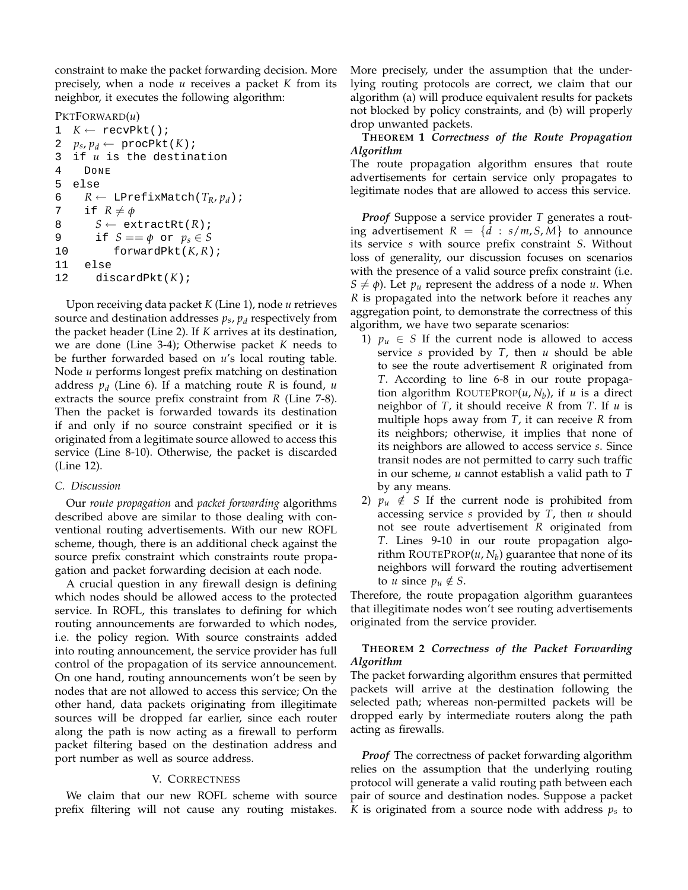constraint to make the packet forwarding decision. More precisely, when a node $u$ receives a packet $K$ from its neighbor, it executes the following algorithm:

```
PKTFORWARD(u)
1  K ← recvPkt();
2  p_s, p_d ← procPkt(K);
3  if u is the destination
4    DONE
5  else
6    R ← LPrefixMatch(T_R, p_d);
7    if R ≠ φ
8      S ← extractRt(R);
9      if S == φ or p_s ∈ S
10        forwardPkt(K, R);
11   else
12     discardPkt(K);
```

Upon receiving data packet $K$ (Line 1), node $u$ retrieves source and destination addresses $p_s$, $p_d$ respectively from the packet header (Line 2). If $K$ arrives at its destination, we are done (Line 3-4); Otherwise packet $K$ needs to be further forwarded based on $u$'s local routing table. Node $u$ performs longest prefix matching on destination address $p_d$ (Line 6). If a matching route $R$ is found, $u$ extracts the source prefix constraint from $R$ (Line 7-8). Then the packet is forwarded towards its destination if and only if no source constraint specified or it is originated from a legitimate source allowed to access this service (Line 8-10). Otherwise, the packet is discarded (Line 12).

### C. Discussion

Our *route propagation* and *packet forwarding* algorithms described above are similar to those dealing with conventional routing advertisements. With our new ROFL scheme, though, there is an additional check against the source prefix constraint which constraints route propagation and packet forwarding decision at each node.

A crucial question in any firewall design is defining which nodes should be allowed access to the protected service. In ROFL, this translates to defining for which routing announcements are forwarded to which nodes, i.e. the policy region. With source constraints added into routing announcement, the service provider has full control of the propagation of its service announcement. On one hand, routing announcements won't be seen by nodes that are not allowed to access this service; On the other hand, data packets originating from illegitimate sources will be dropped far earlier, since each router along the path is now acting as a firewall to perform packet filtering based on the destination address and port number as well as source address.

## V. Correctness

We claim that our new ROFL scheme with source prefix filtering will not cause any routing mistakes. More precisely, under the assumption that the underlying routing protocols are correct, we claim that our algorithm (a) will produce equivalent results for packets not blocked by policy constraints, and (b) will properly drop unwanted packets.

**Theorem 1** ***Correctness of the Route Propagation Algorithm***
The route propagation algorithm ensures that route advertisements for certain service only propagates to legitimate nodes that are allowed to access this service.

***Proof*** Suppose a service provider $T$ generates a routing advertisement $R = \{d : s/m, S, M\}$ to announce its service $s$ with source prefix constraint $S$. Without loss of generality, our discussion focuses on scenarios with the presence of a valid source prefix constraint (i.e. $S \neq \phi$). Let $p_u$ represent the address of a node $u$. When $R$ is propagated into the network before it reaches any aggregation point, to demonstrate the correctness of this algorithm, we have two separate scenarios:

1) $p_u \in S$ If the current node is allowed to access service $s$ provided by $T$, then $u$ should be able to see the route advertisement $R$ originated from $T$. According to line 6-8 in our route propagation algorithm ROUTEPROP($u, N_b$), if $u$ is a direct neighbor of $T$, it should receive $R$ from $T$. If $u$ is multiple hops away from $T$, it can receive $R$ from its neighbors; otherwise, it implies that none of its neighbors are allowed to access service $s$. Since transit nodes are not permitted to carry such traffic in our scheme, $u$ cannot establish a valid path to $T$ by any means.
2) $p_u \notin S$ If the current node is prohibited from accessing service $s$ provided by $T$, then $u$ should not see route advertisement $R$ originated from $T$. Lines 9-10 in our route propagation algorithm ROUTEPROP($u, N_b$) guarantee that none of its neighbors will forward the routing advertisement to $u$ since $p_u \notin S$.

Therefore, the route propagation algorithm guarantees that illegitimate nodes won't see routing advertisements originated from the service provider.

**Theorem 2** ***Correctness of the Packet Forwarding Algorithm***
The packet forwarding algorithm ensures that permitted packets will arrive at the destination following the selected path; whereas non-permitted packets will be dropped early by intermediate routers along the path acting as firewalls.

***Proof*** The correctness of packet forwarding algorithm relies on the assumption that the underlying routing protocol will generate a valid routing path between each pair of source and destination nodes. Suppose a packet $K$ is originated from a source node with address $p_s$ to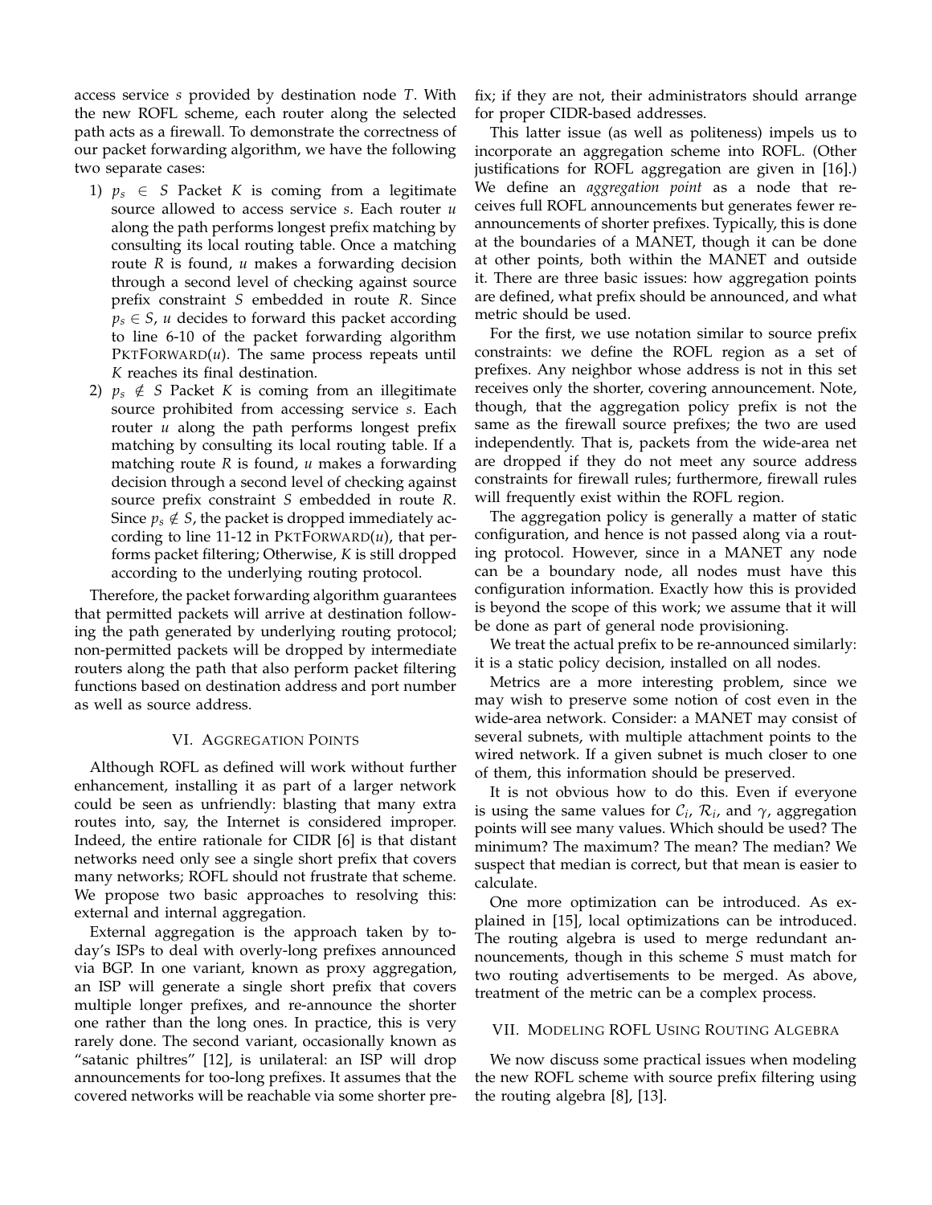access service $s$ provided by destination node $T$. With the new ROFL scheme, each router along the selected path acts as a firewall. To demonstrate the correctness of our packet forwarding algorithm, we have the following two separate cases:

1) $p_s \in S$ Packet $K$ is coming from a legitimate source allowed to access service $s$. Each router $u$ along the path performs longest prefix matching by consulting its local routing table. Once a matching route $R$ is found, $u$ makes a forwarding decision through a second level of checking against source prefix constraint $S$ embedded in route $R$. Since $p_s \in S$, $u$ decides to forward this packet according to line 6-10 of the packet forwarding algorithm PKTFORWARD($u$). The same process repeats until $K$ reaches its final destination.
2) $p_s \notin S$ Packet $K$ is coming from an illegitimate source prohibited from accessing service $s$. Each router $u$ along the path performs longest prefix matching by consulting its local routing table. If a matching route $R$ is found, $u$ makes a forwarding decision through a second level of checking against source prefix constraint $S$ embedded in route $R$. Since $p_s \notin S$, the packet is dropped immediately according to line 11-12 in PKTFORWARD($u$), that performs packet filtering; Otherwise, $K$ is still dropped according to the underlying routing protocol.

Therefore, the packet forwarding algorithm guarantees that permitted packets will arrive at destination following the path generated by underlying routing protocol; non-permitted packets will be dropped by intermediate routers along the path that also perform packet filtering functions based on destination address and port number as well as source address.

## VI. Aggregation Points

Although ROFL as defined will work without further enhancement, installing it as part of a larger network could be seen as unfriendly: blasting that many extra routes into, say, the Internet is considered improper. Indeed, the entire rationale for CIDR [6] is that distant networks need only see a single short prefix that covers many networks; ROFL should not frustrate that scheme. We propose two basic approaches to resolving this: external and internal aggregation.

External aggregation is the approach taken by today's ISPs to deal with overly-long prefixes announced via BGP. In one variant, known as proxy aggregation, an ISP will generate a single short prefix that covers multiple longer prefixes, and re-announce the shorter one rather than the long ones. In practice, this is very rarely done. The second variant, occasionally known as "satanic philtres" [12], is unilateral: an ISP will drop announcements for too-long prefixes. It assumes that the covered networks will be reachable via some shorter prefix; if they are not, their administrators should arrange for proper CIDR-based addresses.

This latter issue (as well as politeness) impels us to incorporate an aggregation scheme into ROFL. (Other justifications for ROFL aggregation are given in [16].) We define an *aggregation point* as a node that receives full ROFL announcements but generates fewer re-announcements of shorter prefixes. Typically, this is done at the boundaries of a MANET, though it can be done at other points, both within the MANET and outside it. There are three basic issues: how aggregation points are defined, what prefix should be announced, and what metric should be used.

For the first, we use notation similar to source prefix constraints: we define the ROFL region as a set of prefixes. Any neighbor whose address is not in this set receives only the shorter, covering announcement. Note, though, that the aggregation policy prefix is not the same as the firewall source prefixes; the two are used independently. That is, packets from the wide-area net are dropped if they do not meet any source address constraints for firewall rules; furthermore, firewall rules will frequently exist within the ROFL region.

The aggregation policy is generally a matter of static configuration, and hence is not passed along via a routing protocol. However, since in a MANET any node can be a boundary node, all nodes must have this configuration information. Exactly how this is provided is beyond the scope of this work; we assume that it will be done as part of general node provisioning.

We treat the actual prefix to be re-announced similarly: it is a static policy decision, installed on all nodes.

Metrics are a more interesting problem, since we may wish to preserve some notion of cost even in the wide-area network. Consider: a MANET may consist of several subnets, with multiple attachment points to the wired network. If a given subnet is much closer to one of them, this information should be preserved.

It is not obvious how to do this. Even if everyone is using the same values for $\mathcal{C}_i$, $\mathcal{R}_i$, and $\gamma$, aggregation points will see many values. Which should be used? The minimum? The maximum? The mean? The median? We suspect that median is correct, but that mean is easier to calculate.

One more optimization can be introduced. As explained in [15], local optimizations can be introduced. The routing algebra is used to merge redundant announcements, though in this scheme $S$ must match for two routing advertisements to be merged. As above, treatment of the metric can be a complex process.

## VII. Modeling ROFL Using Routing Algebra

We now discuss some practical issues when modeling the new ROFL scheme with source prefix filtering using the routing algebra [8], [13].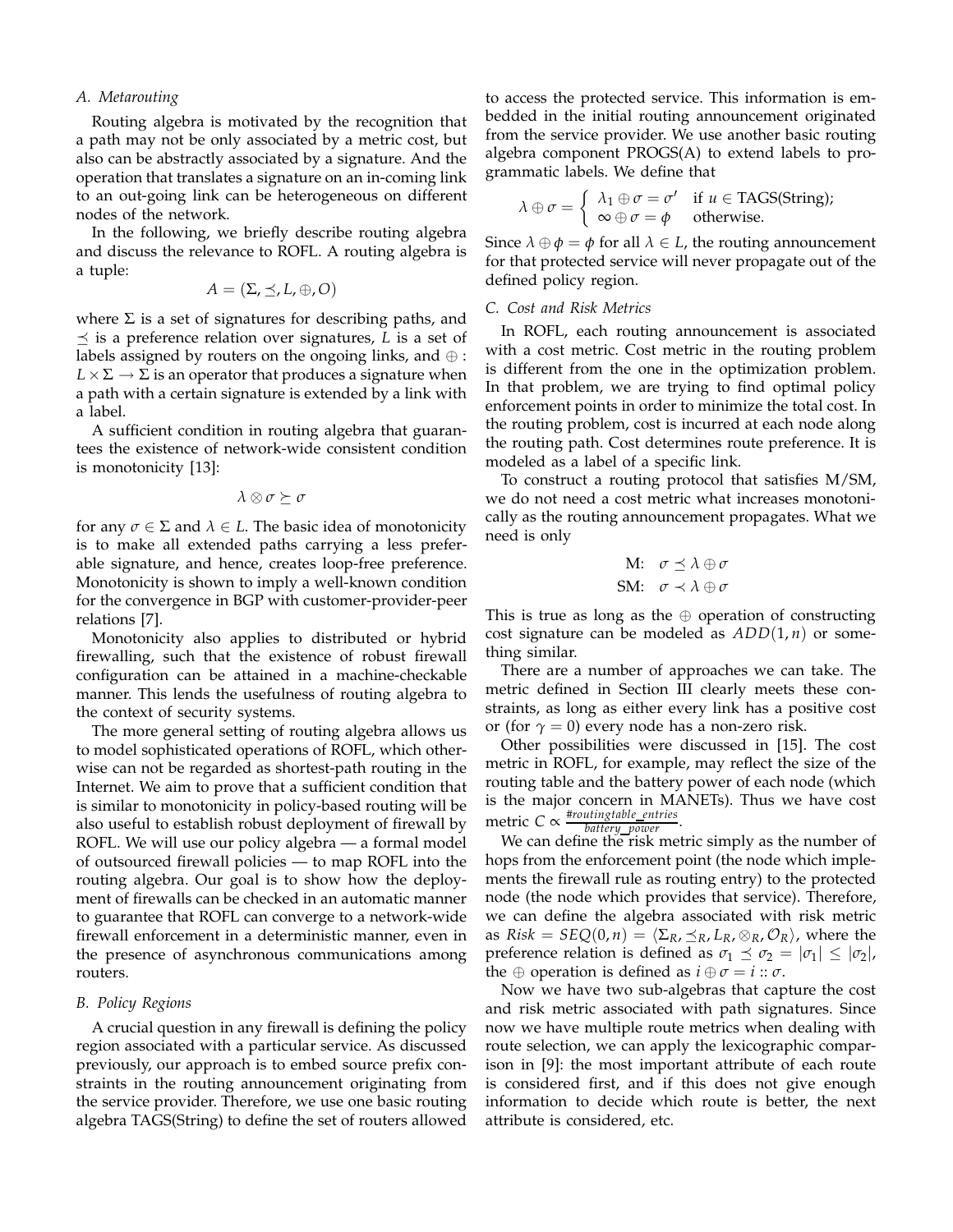### A. Metarouting

Routing algebra is motivated by the recognition that a path may not be only associated by a metric cost, but also can be abstractly associated by a signature. And the operation that translates a signature on an in-coming link to an out-going link can be heterogeneous on different nodes of the network.

In the following, we briefly describe routing algebra and discuss the relevance to ROFL. A routing algebra is a tuple:

$$A = (\Sigma, \preceq, L, \oplus, O)$$

where $\Sigma$ is a set of signatures for describing paths, and $\preceq$ is a preference relation over signatures, $L$ is a set of labels assigned by routers on the ongoing links, and $\oplus : L \times \Sigma \rightarrow \Sigma$ is an operator that produces a signature when a path with a certain signature is extended by a link with a label.

A sufficient condition in routing algebra that guarantees the existence of network-wide consistent condition is monotonicity [13]:

$$\lambda \otimes \sigma \succeq \sigma$$

for any $\sigma \in \Sigma$ and $\lambda \in L$. The basic idea of monotonicity is to make all extended paths carrying a less preferable signature, and hence, creates loop-free preference. Monotonicity is shown to imply a well-known condition for the convergence in BGP with customer-provider-peer relations [7].

Monotonicity also applies to distributed or hybrid firewalling, such that the existence of robust firewall configuration can be attained in a machine-checkable manner. This lends the usefulness of routing algebra to the context of security systems.

The more general setting of routing algebra allows us to model sophisticated operations of ROFL, which otherwise can not be regarded as shortest-path routing in the Internet. We aim to prove that a sufficient condition that is similar to monotonicity in policy-based routing will be also useful to establish robust deployment of firewall by ROFL. We will use our policy algebra — a formal model of outsourced firewall policies — to map ROFL into the routing algebra. Our goal is to show how the deployment of firewalls can be checked in an automatic manner to guarantee that ROFL can converge to a network-wide firewall enforcement in a deterministic manner, even in the presence of asynchronous communications among routers.

### B. Policy Regions

A crucial question in any firewall is defining the policy region associated with a particular service. As discussed previously, our approach is to embed source prefix constraints in the routing announcement originating from the service provider. Therefore, we use one basic routing algebra TAGS(String) to define the set of routers allowed to access the protected service. This information is embedded in the initial routing announcement originated from the service provider. We use another basic routing algebra component PROGS(A) to extend labels to programmatic labels. We define that

$$\lambda \oplus \sigma = \begin{cases} \lambda_1 \oplus \sigma = \sigma' & \text{if } u \in \text{TAGS(String)}; \\ \infty \oplus \sigma = \phi & \text{otherwise.} \end{cases}$$

Since $\lambda \oplus \phi = \phi$ for all $\lambda \in L$, the routing announcement for that protected service will never propagate out of the defined policy region.

### C. Cost and Risk Metrics

In ROFL, each routing announcement is associated with a cost metric. Cost metric in the routing problem is different from the one in the optimization problem. In that problem, we are trying to find optimal policy enforcement points in order to minimize the total cost. In the routing problem, cost is incurred at each node along the routing path. Cost determines route preference. It is modeled as a label of a specific link.

To construct a routing protocol that satisfies M/SM, we do not need a cost metric what increases monotonically as the routing announcement propagates. What we need is only

$$\text{M:} \quad \sigma \preceq \lambda \oplus \sigma$$
$$\text{SM:} \quad \sigma \prec \lambda \oplus \sigma$$

This is true as long as the $\oplus$ operation of constructing cost signature can be modeled as $ADD(1, n)$ or something similar.

There are a number of approaches we can take. The metric defined in Section III clearly meets these constraints, as long as either every link has a positive cost or (for $\gamma = 0$) every node has a non-zero risk.

Other possibilities were discussed in [15]. The cost metric in ROFL, for example, may reflect the size of the routing table and the battery power of each node (which is the major concern in MANETs). Thus we have cost metric $C \propto \frac{\#routingtable\_entries}{battery\_power}$.

We can define the risk metric simply as the number of hops from the enforcement point (the node which implements the firewall rule as routing entry) to the protected node (the node which provides that service). Therefore, we can define the algebra associated with risk metric as $Risk = SEQ(0, n) = \langle \Sigma_R, \preceq_R, L_R, \otimes_R, \mathcal{O}_R \rangle$, where the preference relation is defined as $\sigma_1 \preceq \sigma_2 = |\sigma_1| \leq |\sigma_2|$, the $\oplus$ operation is defined as $i \oplus \sigma = i :: \sigma$.

Now we have two sub-algebras that capture the cost and risk metric associated with path signatures. Since now we have multiple route metrics when dealing with route selection, we can apply the lexicographic comparison in [9]: the most important attribute of each route is considered first, and if this does not give enough information to decide which route is better, the next attribute is considered, etc.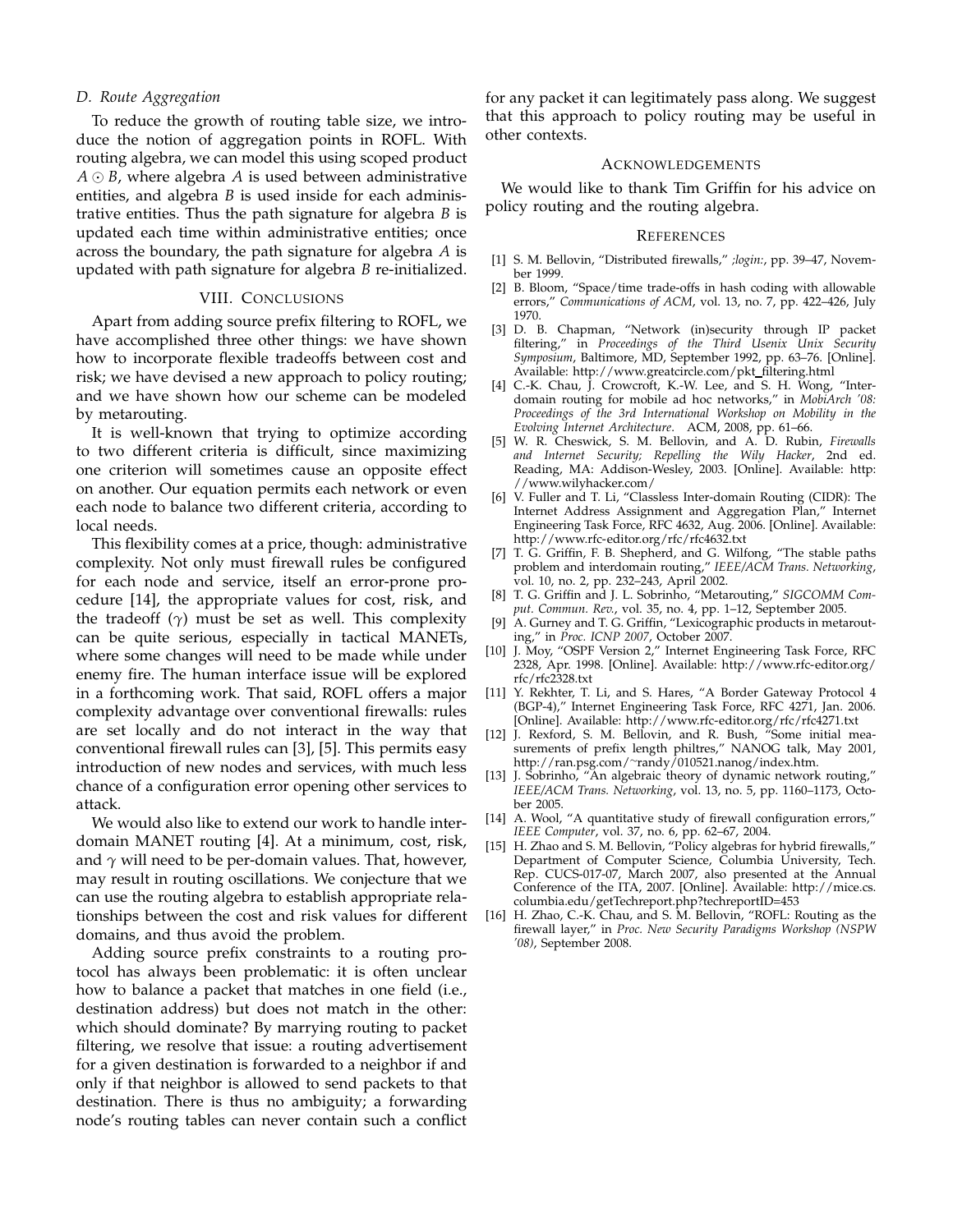### D. Route Aggregation

To reduce the growth of routing table size, we introduce the notion of aggregation points in ROFL. With routing algebra, we can model this using scoped product $A \odot B$, where algebra $A$ is used between administrative entities, and algebra $B$ is used inside for each administrative entities. Thus the path signature for algebra $B$ is updated each time within administrative entities; once across the boundary, the path signature for algebra $A$ is updated with path signature for algebra $B$ re-initialized.

## VIII. Conclusions

Apart from adding source prefix filtering to ROFL, we have accomplished three other things: we have shown how to incorporate flexible tradeoffs between cost and risk; we have devised a new approach to policy routing; and we have shown how our scheme can be modeled by metarouting.

It is well-known that trying to optimize according to two different criteria is difficult, since maximizing one criterion will sometimes cause an opposite effect on another. Our equation permits each network or even each node to balance two different criteria, according to local needs.

This flexibility comes at a price, though: administrative complexity. Not only must firewall rules be configured for each node and service, itself an error-prone procedure [14], the appropriate values for cost, risk, and the tradeoff ($\gamma$) must be set as well. This complexity can be quite serious, especially in tactical MANETs, where some changes will need to be made while under enemy fire. The human interface issue will be explored in a forthcoming work. That said, ROFL offers a major complexity advantage over conventional firewalls: rules are set locally and do not interact in the way that conventional firewall rules can [3], [5]. This permits easy introduction of new nodes and services, with much less chance of a configuration error opening other services to attack.

We would also like to extend our work to handle interdomain MANET routing [4]. At a minimum, cost, risk, and $\gamma$ will need to be per-domain values. That, however, may result in routing oscillations. We conjecture that we can use the routing algebra to establish appropriate relationships between the cost and risk values for different domains, and thus avoid the problem.

Adding source prefix constraints to a routing protocol has always been problematic: it is often unclear how to balance a packet that matches in one field (i.e., destination address) but does not match in the other: which should dominate? By marrying routing to packet filtering, we resolve that issue: a routing advertisement for a given destination is forwarded to a neighbor if and only if that neighbor is allowed to send packets to that destination. There is thus no ambiguity; a forwarding node's routing tables can never contain such a conflict for any packet it can legitimately pass along. We suggest that this approach to policy routing may be useful in other contexts.

## Acknowledgements

We would like to thank Tim Griffin for his advice on policy routing and the routing algebra.

## References

[1] S. M. Bellovin, "Distributed firewalls," *;login:*, pp. 39–47, November 1999.

[2] B. Bloom, "Space/time trade-offs in hash coding with allowable errors," *Communications of ACM*, vol. 13, no. 7, pp. 422–426, July 1970.

[3] D. B. Chapman, "Network (in)security through IP packet filtering," in *Proceedings of the Third Usenix Unix Security Symposium*, Baltimore, MD, September 1992, pp. 63–76. [Online]. Available: http://www.greatcircle.com/pkt_filtering.html

[4] C.-K. Chau, J. Crowcroft, K.-W. Lee, and S. H. Wong, "Inter-domain routing for mobile ad hoc networks," in *MobiArch '08: Proceedings of the 3rd International Workshop on Mobility in the Evolving Internet Architecture*. ACM, 2008, pp. 61–66.

[5] W. R. Cheswick, S. M. Bellovin, and A. D. Rubin, *Firewalls and Internet Security; Repelling the Wily Hacker*, 2nd ed. Reading, MA: Addison-Wesley, 2003. [Online]. Available: http://www.wilyhacker.com/

[6] V. Fuller and T. Li, "Classless Inter-domain Routing (CIDR): The Internet Address Assignment and Aggregation Plan," Internet Engineering Task Force, RFC 4632, Aug. 2006. [Online]. Available: http://www.rfc-editor.org/rfc/rfc4632.txt

[7] T. G. Griffin, F. B. Shepherd, and G. Wilfong, "The stable paths problem and interdomain routing," *IEEE/ACM Trans. Networking*, vol. 10, no. 2, pp. 232–243, April 2002.

[8] T. G. Griffin and J. L. Sobrinho, "Metarouting," *SIGCOMM Comput. Commun. Rev.*, vol. 35, no. 4, pp. 1–12, September 2005.

[9] A. Gurney and T. G. Griffin, "Lexicographic products in metarouting," in *Proc. ICNP 2007*, October 2007.

[10] J. Moy, "OSPF Version 2," Internet Engineering Task Force, RFC 2328, Apr. 1998. [Online]. Available: http://www.rfc-editor.org/rfc/rfc2328.txt

[11] Y. Rekhter, T. Li, and S. Hares, "A Border Gateway Protocol 4 (BGP-4)," Internet Engineering Task Force, RFC 4271, Jan. 2006. [Online]. Available: http://www.rfc-editor.org/rfc/rfc4271.txt

[12] J. Rexford, S. M. Bellovin, and R. Bush, "Some initial measurements of prefix length philtres," NANOG talk, May 2001, http://ran.psg.com/~randy/010521.nanog/index.htm.

[13] J. Sobrinho, "An algebraic theory of dynamic network routing," *IEEE/ACM Trans. Networking*, vol. 13, no. 5, pp. 1160–1173, October 2005.

[14] A. Wool, "A quantitative study of firewall configuration errors," *IEEE Computer*, vol. 37, no. 6, pp. 62–67, 2004.

[15] H. Zhao and S. M. Bellovin, "Policy algebras for hybrid firewalls," Department of Computer Science, Columbia University, Tech. Rep. CUCS-017-07, March 2007, also presented at the Annual Conference of the ITA, 2007. [Online]. Available: http://mice.cs.columbia.edu/getTechreport.php?techreportID=453

[16] H. Zhao, C.-K. Chau, and S. M. Bellovin, "ROFL: Routing as the firewall layer," in *Proc. New Security Paradigms Workshop (NSPW '08)*, September 2008.